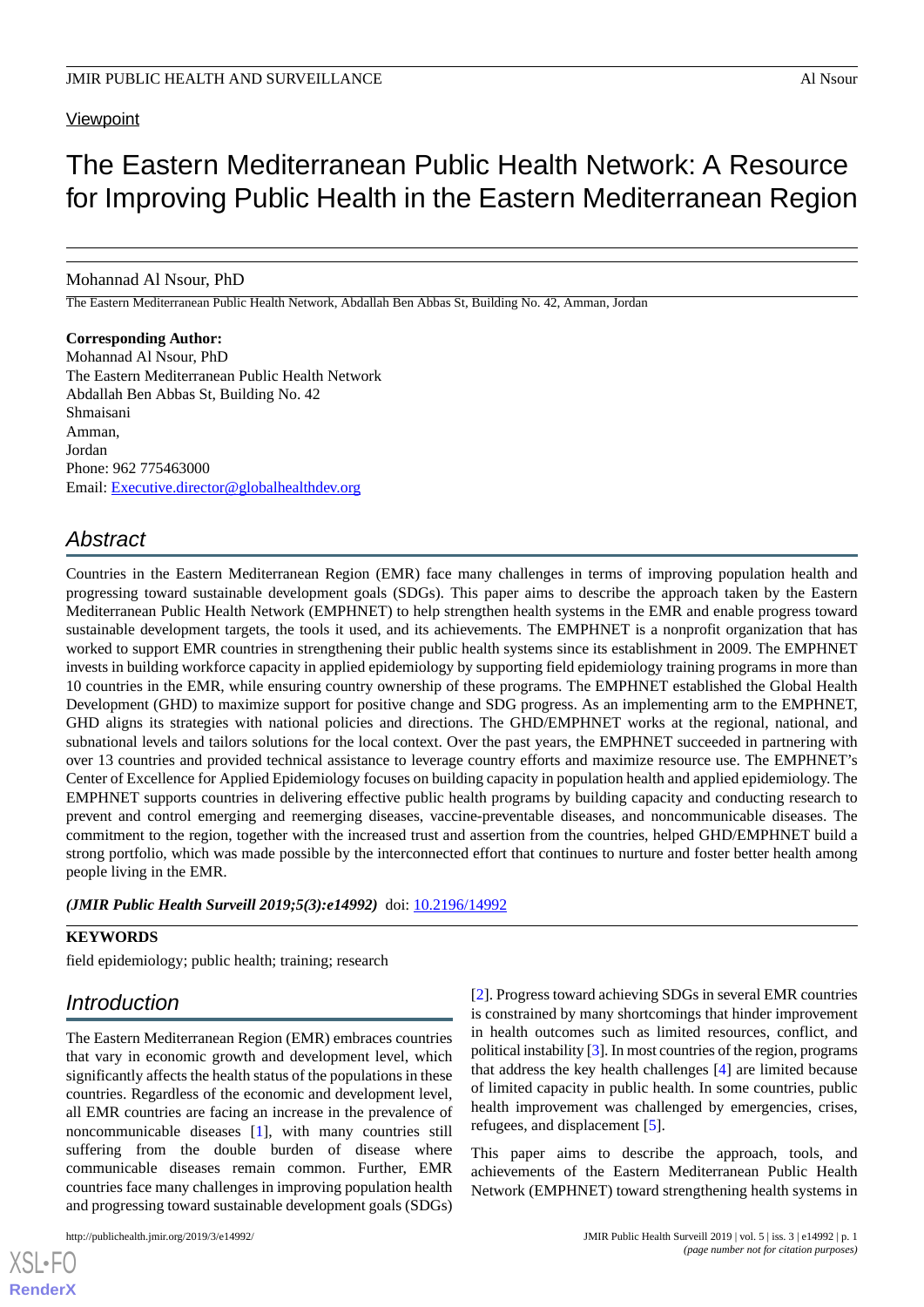Viewpoint

# The Eastern Mediterranean Public Health Network: A Resource for Improving Public Health in the Eastern Mediterranean Region

Mohannad Al Nsour, PhD

The Eastern Mediterranean Public Health Network, Abdallah Ben Abbas St, Building No. 42, Amman, Jordan

**Corresponding Author:**
Mohannad Al Nsour, PhD
The Eastern Mediterranean Public Health Network
Abdallah Ben Abbas St, Building No. 42
Shmaisani
Amman,
Jordan
Phone: 962 775463000
Email: Executive.director@globalhealthdev.org

## Abstract

Countries in the Eastern Mediterranean Region (EMR) face many challenges in terms of improving population health and progressing toward sustainable development goals (SDGs). This paper aims to describe the approach taken by the Eastern Mediterranean Public Health Network (EMPHNET) to help strengthen health systems in the EMR and enable progress toward sustainable development targets, the tools it used, and its achievements. The EMPHNET is a nonprofit organization that has worked to support EMR countries in strengthening their public health systems since its establishment in 2009. The EMPHNET invests in building workforce capacity in applied epidemiology by supporting field epidemiology training programs in more than 10 countries in the EMR, while ensuring country ownership of these programs. The EMPHNET established the Global Health Development (GHD) to maximize support for positive change and SDG progress. As an implementing arm to the EMPHNET, GHD aligns its strategies with national policies and directions. The GHD/EMPHNET works at the regional, national, and subnational levels and tailors solutions for the local context. Over the past years, the EMPHNET succeeded in partnering with over 13 countries and provided technical assistance to leverage country efforts and maximize resource use. The EMPHNET's Center of Excellence for Applied Epidemiology focuses on building capacity in population health and applied epidemiology. The EMPHNET supports countries in delivering effective public health programs by building capacity and conducting research to prevent and control emerging and reemerging diseases, vaccine-preventable diseases, and noncommunicable diseases. The commitment to the region, together with the increased trust and assertion from the countries, helped GHD/EMPHNET build a strong portfolio, which was made possible by the interconnected effort that continues to nurture and foster better health among people living in the EMR.

***(JMIR Public Health Surveill 2019;5(3):e14992)*** doi: 10.2196/14992

**KEYWORDS**

field epidemiology; public health; training; research

## Introduction

The Eastern Mediterranean Region (EMR) embraces countries that vary in economic growth and development level, which significantly affects the health status of the populations in these countries. Regardless of the economic and development level, all EMR countries are facing an increase in the prevalence of noncommunicable diseases [1], with many countries still suffering from the double burden of disease where communicable diseases remain common. Further, EMR countries face many challenges in improving population health and progressing toward sustainable development goals (SDGs) [2]. Progress toward achieving SDGs in several EMR countries is constrained by many shortcomings that hinder improvement in health outcomes such as limited resources, conflict, and political instability [3]. In most countries of the region, programs that address the key health challenges [4] are limited because of limited capacity in public health. In some countries, public health improvement was challenged by emergencies, crises, refugees, and displacement [5].

This paper aims to describe the approach, tools, and achievements of the Eastern Mediterranean Public Health Network (EMPHNET) toward strengthening health systems in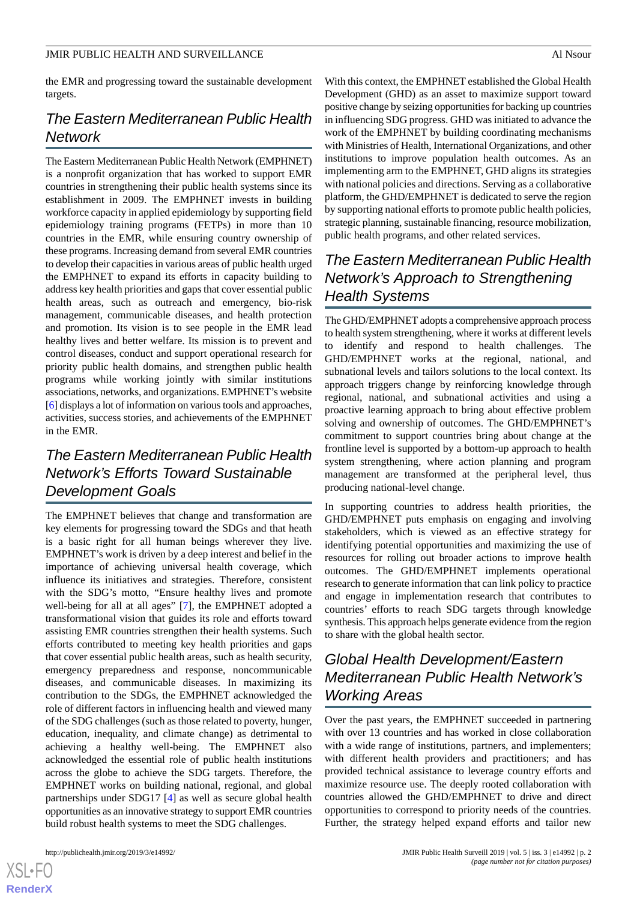the EMR and progressing toward the sustainable development targets.

## The Eastern Mediterranean Public Health Network

The Eastern Mediterranean Public Health Network (EMPHNET) is a nonprofit organization that has worked to support EMR countries in strengthening their public health systems since its establishment in 2009. The EMPHNET invests in building workforce capacity in applied epidemiology by supporting field epidemiology training programs (FETPs) in more than 10 countries in the EMR, while ensuring country ownership of these programs. Increasing demand from several EMR countries to develop their capacities in various areas of public health urged the EMPHNET to expand its efforts in capacity building to address key health priorities and gaps that cover essential public health areas, such as outreach and emergency, bio-risk management, communicable diseases, and health protection and promotion. Its vision is to see people in the EMR lead healthy lives and better welfare. Its mission is to prevent and control diseases, conduct and support operational research for priority public health domains, and strengthen public health programs while working jointly with similar institutions associations, networks, and organizations. EMPHNET's website [6] displays a lot of information on various tools and approaches, activities, success stories, and achievements of the EMPHNET in the EMR.

## The Eastern Mediterranean Public Health Network's Efforts Toward Sustainable Development Goals

The EMPHNET believes that change and transformation are key elements for progressing toward the SDGs and that heath is a basic right for all human beings wherever they live. EMPHNET's work is driven by a deep interest and belief in the importance of achieving universal health coverage, which influence its initiatives and strategies. Therefore, consistent with the SDG's motto, "Ensure healthy lives and promote well-being for all at all ages" [7], the EMPHNET adopted a transformational vision that guides its role and efforts toward assisting EMR countries strengthen their health systems. Such efforts contributed to meeting key health priorities and gaps that cover essential public health areas, such as health security, emergency preparedness and response, noncommunicable diseases, and communicable diseases. In maximizing its contribution to the SDGs, the EMPHNET acknowledged the role of different factors in influencing health and viewed many of the SDG challenges (such as those related to poverty, hunger, education, inequality, and climate change) as detrimental to achieving a healthy well-being. The EMPHNET also acknowledged the essential role of public health institutions across the globe to achieve the SDG targets. Therefore, the EMPHNET works on building national, regional, and global partnerships under SDG17 [4] as well as secure global health opportunities as an innovative strategy to support EMR countries build robust health systems to meet the SDG challenges.

With this context, the EMPHNET established the Global Health Development (GHD) as an asset to maximize support toward positive change by seizing opportunities for backing up countries in influencing SDG progress. GHD was initiated to advance the work of the EMPHNET by building coordinating mechanisms with Ministries of Health, International Organizations, and other institutions to improve population health outcomes. As an implementing arm to the EMPHNET, GHD aligns its strategies with national policies and directions. Serving as a collaborative platform, the GHD/EMPHNET is dedicated to serve the region by supporting national efforts to promote public health policies, strategic planning, sustainable financing, resource mobilization, public health programs, and other related services.

## The Eastern Mediterranean Public Health Network's Approach to Strengthening Health Systems

The GHD/EMPHNET adopts a comprehensive approach process to health system strengthening, where it works at different levels to identify and respond to health challenges. The GHD/EMPHNET works at the regional, national, and subnational levels and tailors solutions to the local context. Its approach triggers change by reinforcing knowledge through regional, national, and subnational activities and using a proactive learning approach to bring about effective problem solving and ownership of outcomes. The GHD/EMPHNET's commitment to support countries bring about change at the frontline level is supported by a bottom-up approach to health system strengthening, where action planning and program management are transformed at the peripheral level, thus producing national-level change.

In supporting countries to address health priorities, the GHD/EMPHNET puts emphasis on engaging and involving stakeholders, which is viewed as an effective strategy for identifying potential opportunities and maximizing the use of resources for rolling out broader actions to improve health outcomes. The GHD/EMPHNET implements operational research to generate information that can link policy to practice and engage in implementation research that contributes to countries' efforts to reach SDG targets through knowledge synthesis. This approach helps generate evidence from the region to share with the global health sector.

## Global Health Development/Eastern Mediterranean Public Health Network's Working Areas

Over the past years, the EMPHNET succeeded in partnering with over 13 countries and has worked in close collaboration with a wide range of institutions, partners, and implementers; with different health providers and practitioners; and has provided technical assistance to leverage country efforts and maximize resource use. The deeply rooted collaboration with countries allowed the GHD/EMPHNET to drive and direct opportunities to correspond to priority needs of the countries. Further, the strategy helped expand efforts and tailor new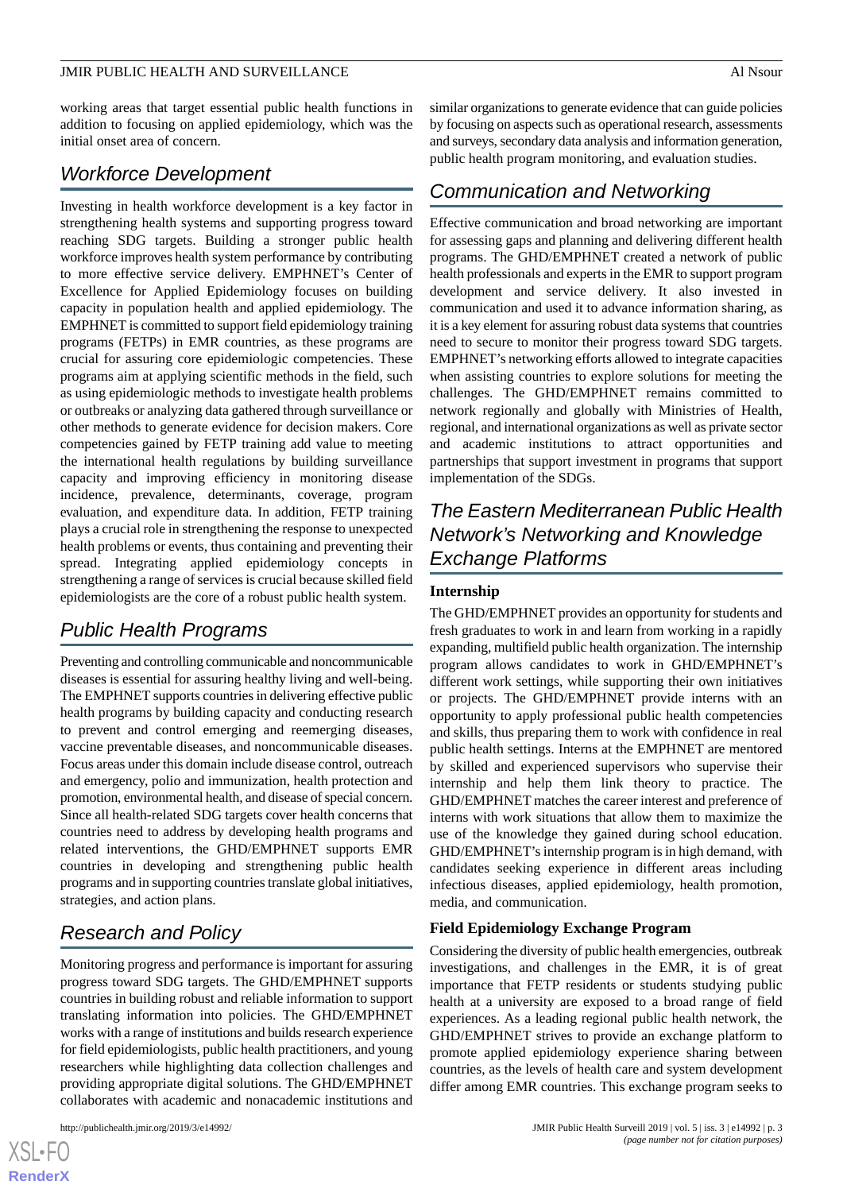working areas that target essential public health functions in addition to focusing on applied epidemiology, which was the initial onset area of concern.

## Workforce Development

Investing in health workforce development is a key factor in strengthening health systems and supporting progress toward reaching SDG targets. Building a stronger public health workforce improves health system performance by contributing to more effective service delivery. EMPHNET's Center of Excellence for Applied Epidemiology focuses on building capacity in population health and applied epidemiology. The EMPHNET is committed to support field epidemiology training programs (FETPs) in EMR countries, as these programs are crucial for assuring core epidemiologic competencies. These programs aim at applying scientific methods in the field, such as using epidemiologic methods to investigate health problems or outbreaks or analyzing data gathered through surveillance or other methods to generate evidence for decision makers. Core competencies gained by FETP training add value to meeting the international health regulations by building surveillance capacity and improving efficiency in monitoring disease incidence, prevalence, determinants, coverage, program evaluation, and expenditure data. In addition, FETP training plays a crucial role in strengthening the response to unexpected health problems or events, thus containing and preventing their spread. Integrating applied epidemiology concepts in strengthening a range of services is crucial because skilled field epidemiologists are the core of a robust public health system.

## Public Health Programs

Preventing and controlling communicable and noncommunicable diseases is essential for assuring healthy living and well-being. The EMPHNET supports countries in delivering effective public health programs by building capacity and conducting research to prevent and control emerging and reemerging diseases, vaccine preventable diseases, and noncommunicable diseases. Focus areas under this domain include disease control, outreach and emergency, polio and immunization, health protection and promotion, environmental health, and disease of special concern. Since all health-related SDG targets cover health concerns that countries need to address by developing health programs and related interventions, the GHD/EMPHNET supports EMR countries in developing and strengthening public health programs and in supporting countries translate global initiatives, strategies, and action plans.

## Research and Policy

Monitoring progress and performance is important for assuring progress toward SDG targets. The GHD/EMPHNET supports countries in building robust and reliable information to support translating information into policies. The GHD/EMPHNET works with a range of institutions and builds research experience for field epidemiologists, public health practitioners, and young researchers while highlighting data collection challenges and providing appropriate digital solutions. The GHD/EMPHNET collaborates with academic and nonacademic institutions and similar organizations to generate evidence that can guide policies by focusing on aspects such as operational research, assessments and surveys, secondary data analysis and information generation, public health program monitoring, and evaluation studies.

## Communication and Networking

Effective communication and broad networking are important for assessing gaps and planning and delivering different health programs. The GHD/EMPHNET created a network of public health professionals and experts in the EMR to support program development and service delivery. It also invested in communication and used it to advance information sharing, as it is a key element for assuring robust data systems that countries need to secure to monitor their progress toward SDG targets. EMPHNET's networking efforts allowed to integrate capacities when assisting countries to explore solutions for meeting the challenges. The GHD/EMPHNET remains committed to network regionally and globally with Ministries of Health, regional, and international organizations as well as private sector and academic institutions to attract opportunities and partnerships that support investment in programs that support implementation of the SDGs.

## The Eastern Mediterranean Public Health Network's Networking and Knowledge Exchange Platforms

### Internship

The GHD/EMPHNET provides an opportunity for students and fresh graduates to work in and learn from working in a rapidly expanding, multifield public health organization. The internship program allows candidates to work in GHD/EMPHNET's different work settings, while supporting their own initiatives or projects. The GHD/EMPHNET provide interns with an opportunity to apply professional public health competencies and skills, thus preparing them to work with confidence in real public health settings. Interns at the EMPHNET are mentored by skilled and experienced supervisors who supervise their internship and help them link theory to practice. The GHD/EMPHNET matches the career interest and preference of interns with work situations that allow them to maximize the use of the knowledge they gained during school education. GHD/EMPHNET's internship program is in high demand, with candidates seeking experience in different areas including infectious diseases, applied epidemiology, health promotion, media, and communication.

### Field Epidemiology Exchange Program

Considering the diversity of public health emergencies, outbreak investigations, and challenges in the EMR, it is of great importance that FETP residents or students studying public health at a university are exposed to a broad range of field experiences. As a leading regional public health network, the GHD/EMPHNET strives to provide an exchange platform to promote applied epidemiology experience sharing between countries, as the levels of health care and system development differ among EMR countries. This exchange program seeks to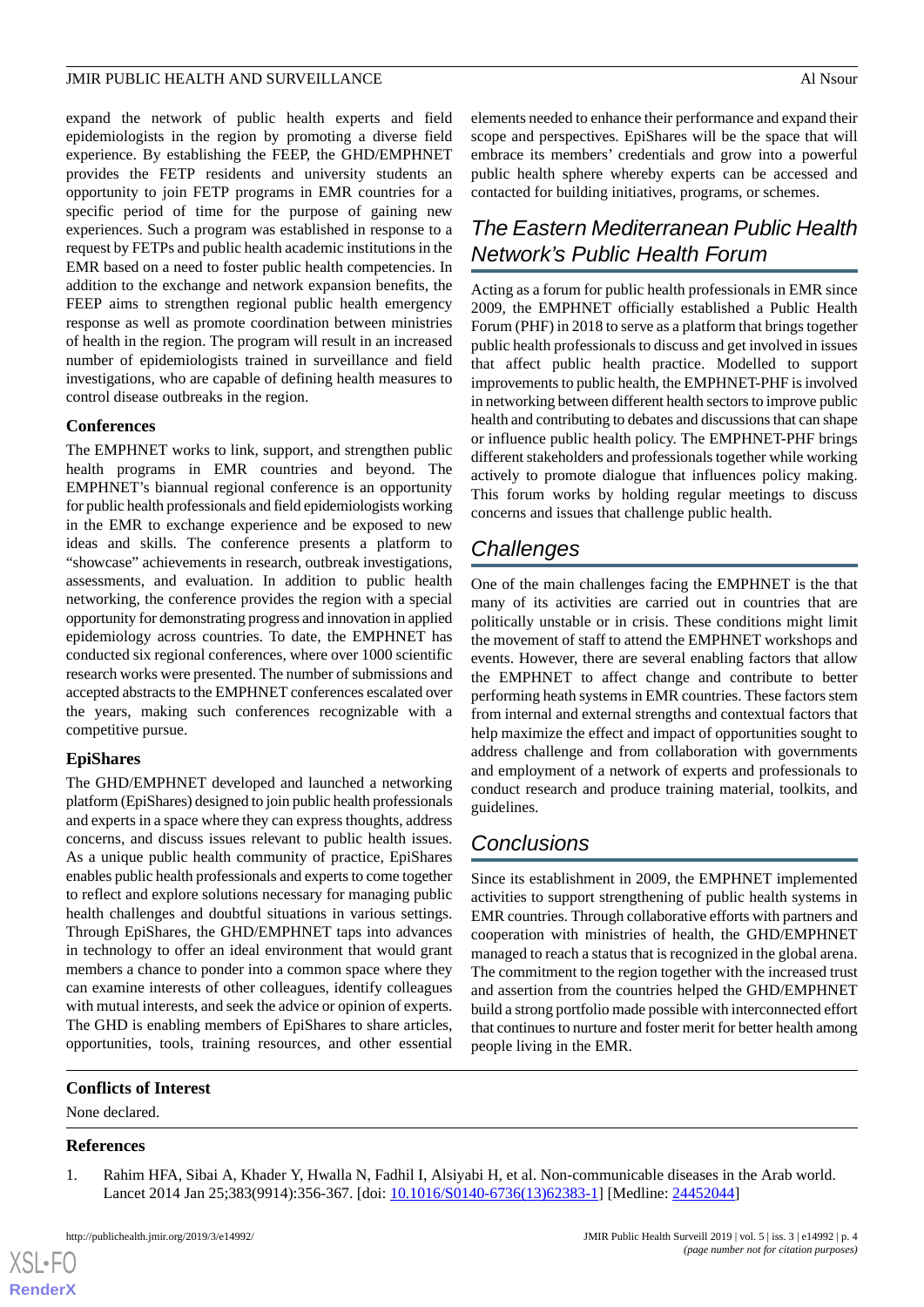expand the network of public health experts and field epidemiologists in the region by promoting a diverse field experience. By establishing the FEEP, the GHD/EMPHNET provides the FETP residents and university students an opportunity to join FETP programs in EMR countries for a specific period of time for the purpose of gaining new experiences. Such a program was established in response to a request by FETPs and public health academic institutions in the EMR based on a need to foster public health competencies. In addition to the exchange and network expansion benefits, the FEEP aims to strengthen regional public health emergency response as well as promote coordination between ministries of health in the region. The program will result in an increased number of epidemiologists trained in surveillance and field investigations, who are capable of defining health measures to control disease outbreaks in the region.

### Conferences

The EMPHNET works to link, support, and strengthen public health programs in EMR countries and beyond. The EMPHNET's biannual regional conference is an opportunity for public health professionals and field epidemiologists working in the EMR to exchange experience and be exposed to new ideas and skills. The conference presents a platform to "showcase" achievements in research, outbreak investigations, assessments, and evaluation. In addition to public health networking, the conference provides the region with a special opportunity for demonstrating progress and innovation in applied epidemiology across countries. To date, the EMPHNET has conducted six regional conferences, where over 1000 scientific research works were presented. The number of submissions and accepted abstracts to the EMPHNET conferences escalated over the years, making such conferences recognizable with a competitive pursue.

### EpiShares

The GHD/EMPHNET developed and launched a networking platform (EpiShares) designed to join public health professionals and experts in a space where they can express thoughts, address concerns, and discuss issues relevant to public health issues. As a unique public health community of practice, EpiShares enables public health professionals and experts to come together to reflect and explore solutions necessary for managing public health challenges and doubtful situations in various settings. Through EpiShares, the GHD/EMPHNET taps into advances in technology to offer an ideal environment that would grant members a chance to ponder into a common space where they can examine interests of other colleagues, identify colleagues with mutual interests, and seek the advice or opinion of experts. The GHD is enabling members of EpiShares to share articles, opportunities, tools, training resources, and other essential elements needed to enhance their performance and expand their scope and perspectives. EpiShares will be the space that will embrace its members' credentials and grow into a powerful public health sphere whereby experts can be accessed and contacted for building initiatives, programs, or schemes.

## The Eastern Mediterranean Public Health Network's Public Health Forum

Acting as a forum for public health professionals in EMR since 2009, the EMPHNET officially established a Public Health Forum (PHF) in 2018 to serve as a platform that brings together public health professionals to discuss and get involved in issues that affect public health practice. Modelled to support improvements to public health, the EMPHNET-PHF is involved in networking between different health sectors to improve public health and contributing to debates and discussions that can shape or influence public health policy. The EMPHNET-PHF brings different stakeholders and professionals together while working actively to promote dialogue that influences policy making. This forum works by holding regular meetings to discuss concerns and issues that challenge public health.

## Challenges

One of the main challenges facing the EMPHNET is the that many of its activities are carried out in countries that are politically unstable or in crisis. These conditions might limit the movement of staff to attend the EMPHNET workshops and events. However, there are several enabling factors that allow the EMPHNET to affect change and contribute to better performing heath systems in EMR countries. These factors stem from internal and external strengths and contextual factors that help maximize the effect and impact of opportunities sought to address challenge and from collaboration with governments and employment of a network of experts and professionals to conduct research and produce training material, toolkits, and guidelines.

## Conclusions

Since its establishment in 2009, the EMPHNET implemented activities to support strengthening of public health systems in EMR countries. Through collaborative efforts with partners and cooperation with ministries of health, the GHD/EMPHNET managed to reach a status that is recognized in the global arena. The commitment to the region together with the increased trust and assertion from the countries helped the GHD/EMPHNET build a strong portfolio made possible with interconnected effort that continues to nurture and foster merit for better health among people living in the EMR.

### Conflicts of Interest

None declared.

### References

1. Rahim HFA, Sibai A, Khader Y, Hwalla N, Fadhil I, Alsiyabi H, et al. Non-communicable diseases in the Arab world. Lancet 2014 Jan 25;383(9914):356-367. [doi: 10.1016/S0140-6736(13)62383-1] [Medline: 24452044]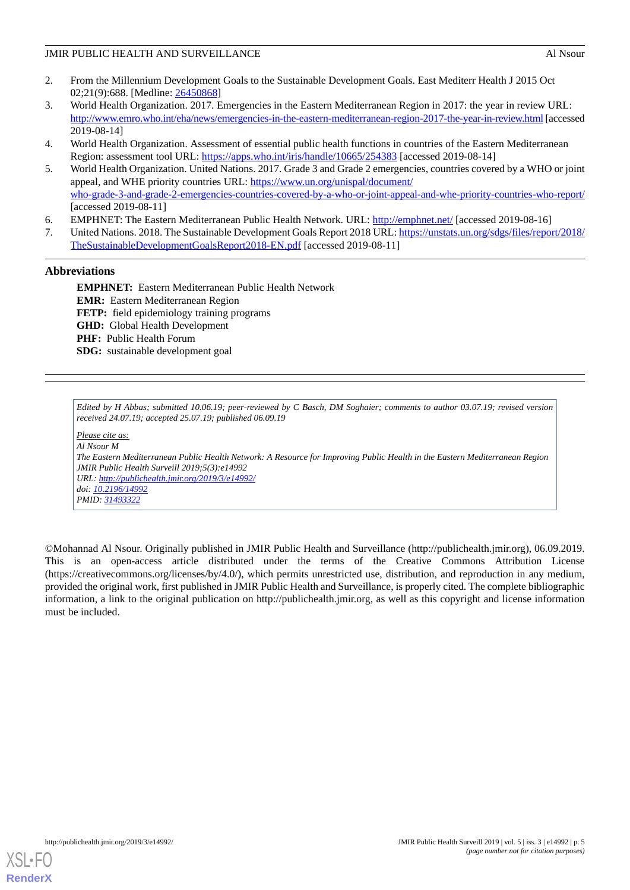2. From the Millennium Development Goals to the Sustainable Development Goals. East Mediterr Health J 2015 Oct 02;21(9):688. [Medline: 26450868]
3. World Health Organization. 2017. Emergencies in the Eastern Mediterranean Region in 2017: the year in review URL: http://www.emro.who.int/eha/news/emergencies-in-the-eastern-mediterranean-region-2017-the-year-in-review.html [accessed 2019-08-14]
4. World Health Organization. Assessment of essential public health functions in countries of the Eastern Mediterranean Region: assessment tool URL: https://apps.who.int/iris/handle/10665/254383 [accessed 2019-08-14]
5. World Health Organization. United Nations. 2017. Grade 3 and Grade 2 emergencies, countries covered by a WHO or joint appeal, and WHE priority countries URL: https://www.un.org/unispal/document/who-grade-3-and-grade-2-emergencies-countries-covered-by-a-who-or-joint-appeal-and-whe-priority-countries-who-report/ [accessed 2019-08-11]
6. EMPHNET: The Eastern Mediterranean Public Health Network. URL: http://emphnet.net/ [accessed 2019-08-16]
7. United Nations. 2018. The Sustainable Development Goals Report 2018 URL: https://unstats.un.org/sdgs/files/report/2018/TheSustainableDevelopmentGoalsReport2018-EN.pdf [accessed 2019-08-11]

## Abbreviations

**EMPHNET:** Eastern Mediterranean Public Health Network
**EMR:** Eastern Mediterranean Region
**FETP:** field epidemiology training programs
**GHD:** Global Health Development
**PHF:** Public Health Forum
**SDG:** sustainable development goal

*Edited by H Abbas; submitted 10.06.19; peer-reviewed by C Basch, DM Soghaier; comments to author 03.07.19; revised version received 24.07.19; accepted 25.07.19; published 06.09.19*

*Please cite as:*
*Al Nsour M*
*The Eastern Mediterranean Public Health Network: A Resource for Improving Public Health in the Eastern Mediterranean Region*
*JMIR Public Health Surveill 2019;5(3):e14992*
*URL: http://publichealth.jmir.org/2019/3/e14992/*
*doi: 10.2196/14992*
*PMID: 31493322*

©Mohannad Al Nsour. Originally published in JMIR Public Health and Surveillance (http://publichealth.jmir.org), 06.09.2019. This is an open-access article distributed under the terms of the Creative Commons Attribution License (https://creativecommons.org/licenses/by/4.0/), which permits unrestricted use, distribution, and reproduction in any medium, provided the original work, first published in JMIR Public Health and Surveillance, is properly cited. The complete bibliographic information, a link to the original publication on http://publichealth.jmir.org, as well as this copyright and license information must be included.